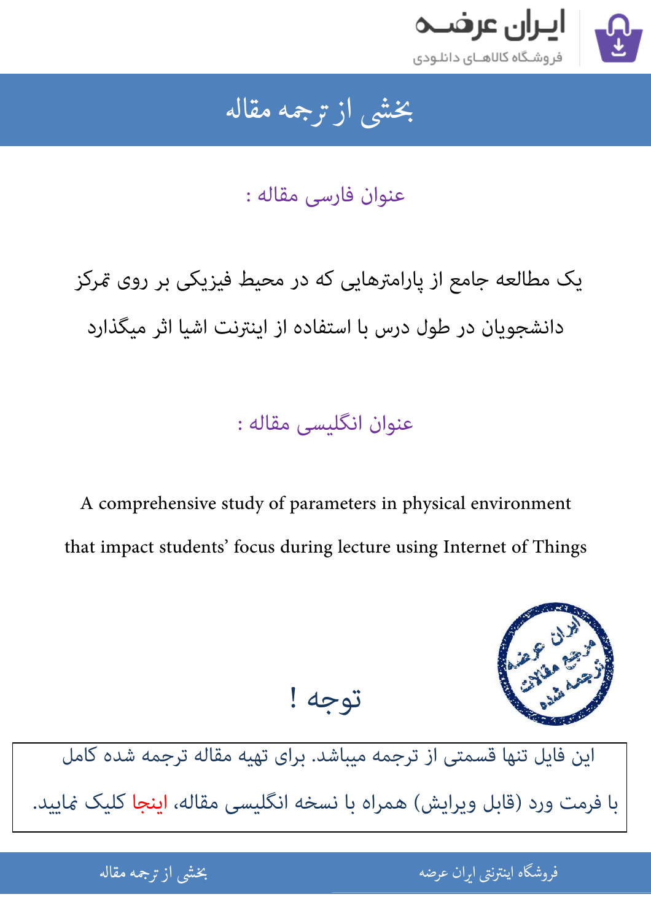# بخشی از ترجمه مقاله

## عنوان فارسی مقاله :

یک مطالعه جامع از پارامترهایی که در محیط فیزیکی بر روی تمرکز دانشجویان در طول درس با استفاده از اینترنت اشیا اثر میگذارد

## عنوان انگلیسی مقاله :

A comprehensive study of parameters in physical environment that impact students' focus during lecture using Internet of Things

## توجه !

این فایل تنها قسمتی از ترجمه میباشد. برای تهیه مقاله ترجمه شده کامل با فرمت ورد (قابل ویرایش) همراه با نسخه انگلیسی مقاله، اینجا کلیک نمایید.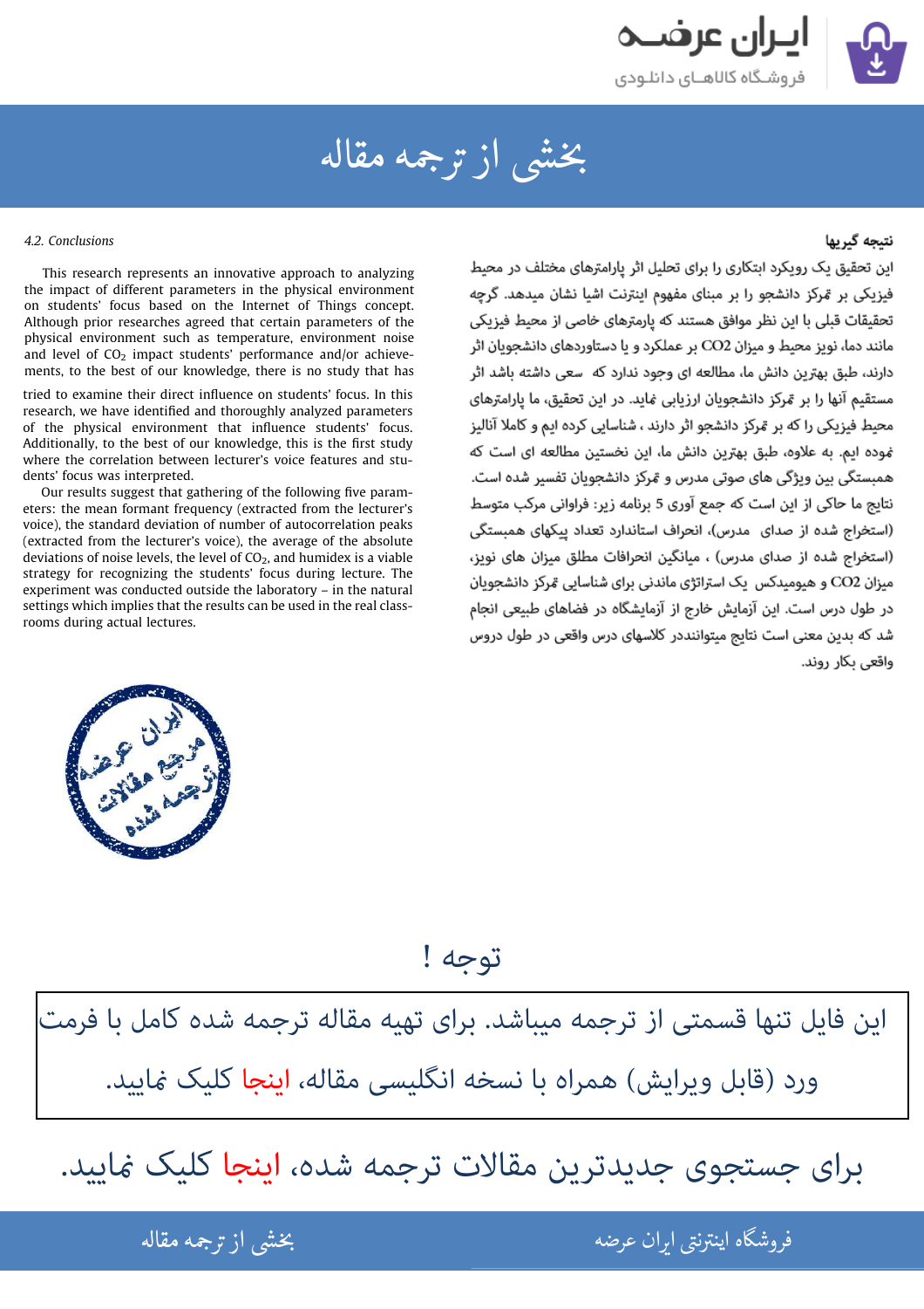# بخشی از ترجمه مقاله

*4.2. Conclusions*

This research represents an innovative approach to analyzing the impact of different parameters in the physical environment on students' focus based on the Internet of Things concept. Although prior researches agreed that certain parameters of the physical environment such as temperature, environment noise and level of $CO_2$ impact students' performance and/or achievements, to the best of our knowledge, there is no study that has tried to examine their direct influence on students' focus. In this research, we have identified and thoroughly analyzed parameters of the physical environment that influence students' focus. Additionally, to the best of our knowledge, this is the first study where the correlation between lecturer's voice features and students' focus was interpreted.

Our results suggest that gathering of the following five parameters: the mean formant frequency (extracted from the lecturer's voice), the standard deviation of number of autocorrelation peaks (extracted from the lecturer's voice), the average of the absolute deviations of noise levels, the level of $CO_2$, and humidex is a viable strategy for recognizing the students' focus during lecture. The experiment was conducted outside the laboratory – in the natural settings which implies that the results can be used in the real classrooms during actual lectures.

**نتیجه گیریها**

این تحقیق یک رویکرد ابتکاری را برای تحلیل اثر پارامترهای مختلف در محیط فیزیکی بر تمرکز دانشجو را بر مبنای مفهوم اینترنت اشیا نشان میدهد. گرچه تحقیقات قبلی با این نظر موافق هستند که پارمترهای خاصی از محیط فیزیکی مانند دما، نویز محیط و میزان CO2 بر عملکرد و یا دستاوردهای دانشجویان اثر دارند، طبق بهترین دانش ما، مطالعه ای وجود ندارد که سعی داشته باشد اثر مستقیم آنها را بر تمرکز دانشجویان ارزیابی نماید. در این تحقیق، ما پارامترهای محیط فیزیکی را که بر تمرکز دانشجو اثر دارند ، شناسایی کرده ایم و کاملا آنالیز نموده ایم. به علاوه، طبق بهترین دانش ما، این نخستین مطالعه ای است که همبستگی بین ویژگی های صوتی مدرس و تمرکز دانشجویان تفسیر شده است.

نتایج ما حاکی از این است که جمع آوری 5 برنامه زیر: فراوانی مرکب متوسط (استخراج شده از صدای مدرس)، انحراف استاندارد تعداد پیکهای همبستگی (استخراج شده از صدای مدرس) ، میانگین انحرافات مطلق میزان های نویز، میزان CO2 و هیومیدکس یک استراتژی ماندنی برای شناسایی تمرکز دانشجویان در طول درس است. این آزمایش خارج از آزمایشگاه در فضاهای طبیعی انجام شد که بدین معنی است نتایج میتوانددر کلاسهای درس واقعی در طول دروس واقعی بکار روند.

توجه !

این فایل تنها قسمتی از ترجمه میباشد. برای تهیه مقاله ترجمه شده کامل با فرمت ورد (قابل ویرایش) همراه با نسخه انگلیسی مقاله، اینجا کلیک نمایید.

برای جستجوی جدیدترین مقالات ترجمه شده، اینجا کلیک نمایید.